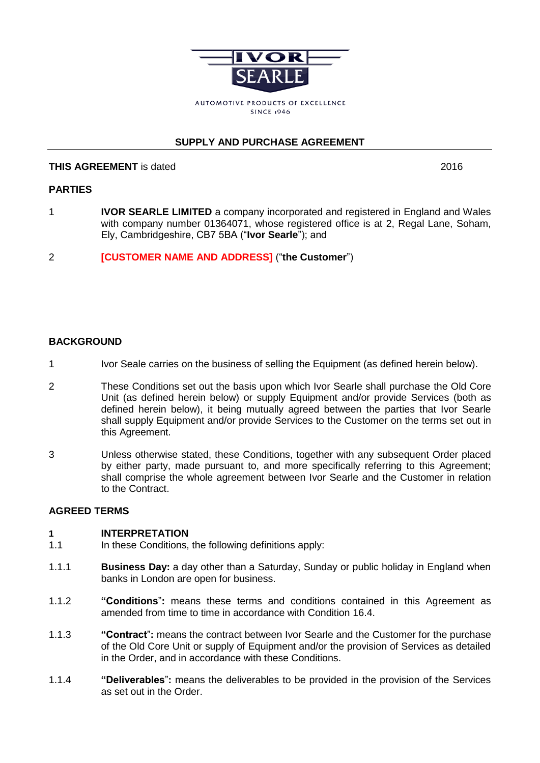IVOR SEARLE

AUTOMOTIVE PRODUCTS OF EXCELLENCE
SINCE 1946

# SUPPLY AND PURCHASE AGREEMENT

**THIS AGREEMENT** is dated 2016

**PARTIES**

1 **IVOR SEARLE LIMITED** a company incorporated and registered in England and Wales with company number 01364071, whose registered office is at 2, Regal Lane, Soham, Ely, Cambridgeshire, CB7 5BA ("**Ivor Searle**"); and

2 **[CUSTOMER NAME AND ADDRESS]** ("**the Customer**")

**BACKGROUND**

1 Ivor Seale carries on the business of selling the Equipment (as defined herein below).

2 These Conditions set out the basis upon which Ivor Searle shall purchase the Old Core Unit (as defined herein below) or supply Equipment and/or provide Services (both as defined herein below), it being mutually agreed between the parties that Ivor Searle shall supply Equipment and/or provide Services to the Customer on the terms set out in this Agreement.

3 Unless otherwise stated, these Conditions, together with any subsequent Order placed by either party, made pursuant to, and more specifically referring to this Agreement; shall comprise the whole agreement between Ivor Searle and the Customer in relation to the Contract.

**AGREED TERMS**

**1 INTERPRETATION**

1.1 In these Conditions, the following definitions apply:

1.1.1 **Business Day:** a day other than a Saturday, Sunday or public holiday in England when banks in London are open for business.

1.1.2 **"Conditions":** means these terms and conditions contained in this Agreement as amended from time to time in accordance with Condition 16.4.

1.1.3 **"Contract":** means the contract between Ivor Searle and the Customer for the purchase of the Old Core Unit or supply of Equipment and/or the provision of Services as detailed in the Order, and in accordance with these Conditions.

1.1.4 **"Deliverables":** means the deliverables to be provided in the provision of the Services as set out in the Order.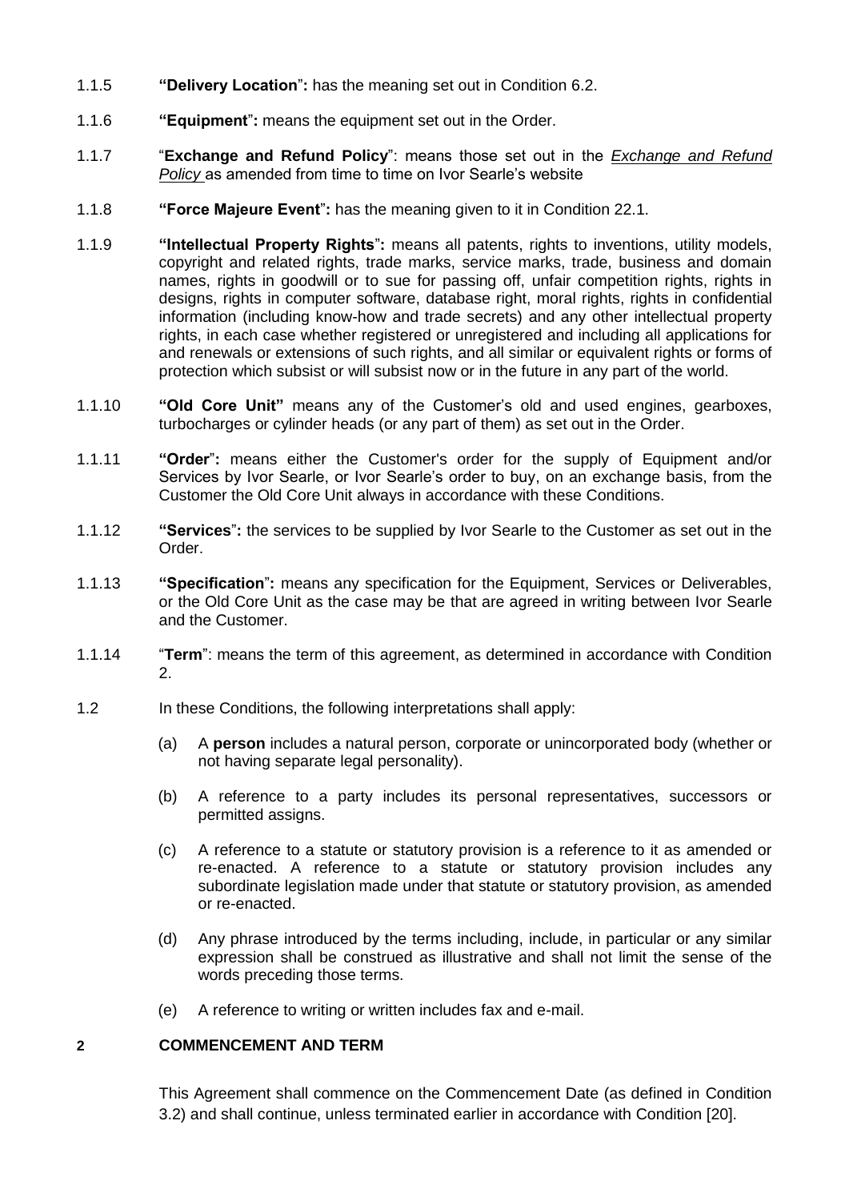1.1.5 **"Delivery Location":** has the meaning set out in Condition 6.2.

1.1.6 **"Equipment":** means the equipment set out in the Order.

1.1.7 "**Exchange and Refund Policy**": means those set out in the *Exchange and Refund Policy* as amended from time to time on Ivor Searle's website

1.1.8 **"Force Majeure Event":** has the meaning given to it in Condition 22.1.

1.1.9 **"Intellectual Property Rights":** means all patents, rights to inventions, utility models, copyright and related rights, trade marks, service marks, trade, business and domain names, rights in goodwill or to sue for passing off, unfair competition rights, rights in designs, rights in computer software, database right, moral rights, rights in confidential information (including know-how and trade secrets) and any other intellectual property rights, in each case whether registered or unregistered and including all applications for and renewals or extensions of such rights, and all similar or equivalent rights or forms of protection which subsist or will subsist now or in the future in any part of the world.

1.1.10 **"Old Core Unit"** means any of the Customer's old and used engines, gearboxes, turbocharges or cylinder heads (or any part of them) as set out in the Order.

1.1.11 **"Order":** means either the Customer's order for the supply of Equipment and/or Services by Ivor Searle, or Ivor Searle's order to buy, on an exchange basis, from the Customer the Old Core Unit always in accordance with these Conditions.

1.1.12 **"Services":** the services to be supplied by Ivor Searle to the Customer as set out in the Order.

1.1.13 **"Specification":** means any specification for the Equipment, Services or Deliverables, or the Old Core Unit as the case may be that are agreed in writing between Ivor Searle and the Customer.

1.1.14 "**Term**": means the term of this agreement, as determined in accordance with Condition 2.

1.2 In these Conditions, the following interpretations shall apply:

(a) A **person** includes a natural person, corporate or unincorporated body (whether or not having separate legal personality).

(b) A reference to a party includes its personal representatives, successors or permitted assigns.

(c) A reference to a statute or statutory provision is a reference to it as amended or re-enacted. A reference to a statute or statutory provision includes any subordinate legislation made under that statute or statutory provision, as amended or re-enacted.

(d) Any phrase introduced by the terms including, include, in particular or any similar expression shall be construed as illustrative and shall not limit the sense of the words preceding those terms.

(e) A reference to writing or written includes fax and e-mail.

## 2 COMMENCEMENT AND TERM

This Agreement shall commence on the Commencement Date (as defined in Condition 3.2) and shall continue, unless terminated earlier in accordance with Condition [20].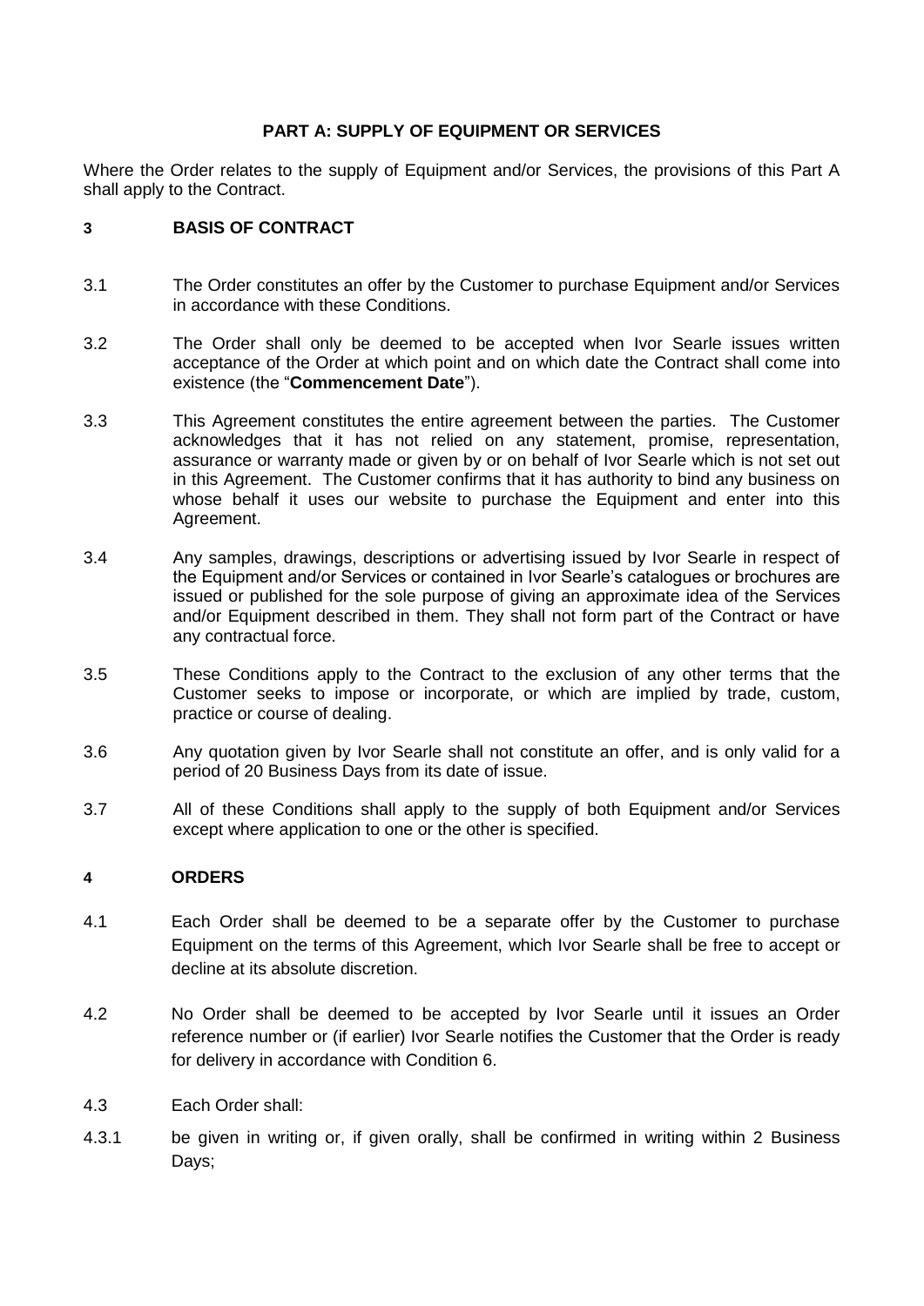## PART A: SUPPLY OF EQUIPMENT OR SERVICES

Where the Order relates to the supply of Equipment and/or Services, the provisions of this Part A shall apply to the Contract.

### 3 BASIS OF CONTRACT

3.1 The Order constitutes an offer by the Customer to purchase Equipment and/or Services in accordance with these Conditions.

3.2 The Order shall only be deemed to be accepted when Ivor Searle issues written acceptance of the Order at which point and on which date the Contract shall come into existence (the "**Commencement Date**").

3.3 This Agreement constitutes the entire agreement between the parties. The Customer acknowledges that it has not relied on any statement, promise, representation, assurance or warranty made or given by or on behalf of Ivor Searle which is not set out in this Agreement. The Customer confirms that it has authority to bind any business on whose behalf it uses our website to purchase the Equipment and enter into this Agreement.

3.4 Any samples, drawings, descriptions or advertising issued by Ivor Searle in respect of the Equipment and/or Services or contained in Ivor Searle's catalogues or brochures are issued or published for the sole purpose of giving an approximate idea of the Services and/or Equipment described in them. They shall not form part of the Contract or have any contractual force.

3.5 These Conditions apply to the Contract to the exclusion of any other terms that the Customer seeks to impose or incorporate, or which are implied by trade, custom, practice or course of dealing.

3.6 Any quotation given by Ivor Searle shall not constitute an offer, and is only valid for a period of 20 Business Days from its date of issue.

3.7 All of these Conditions shall apply to the supply of both Equipment and/or Services except where application to one or the other is specified.

### 4 ORDERS

4.1 Each Order shall be deemed to be a separate offer by the Customer to purchase Equipment on the terms of this Agreement, which Ivor Searle shall be free to accept or decline at its absolute discretion.

4.2 No Order shall be deemed to be accepted by Ivor Searle until it issues an Order reference number or (if earlier) Ivor Searle notifies the Customer that the Order is ready for delivery in accordance with Condition 6.

4.3 Each Order shall:

4.3.1 be given in writing or, if given orally, shall be confirmed in writing within 2 Business Days;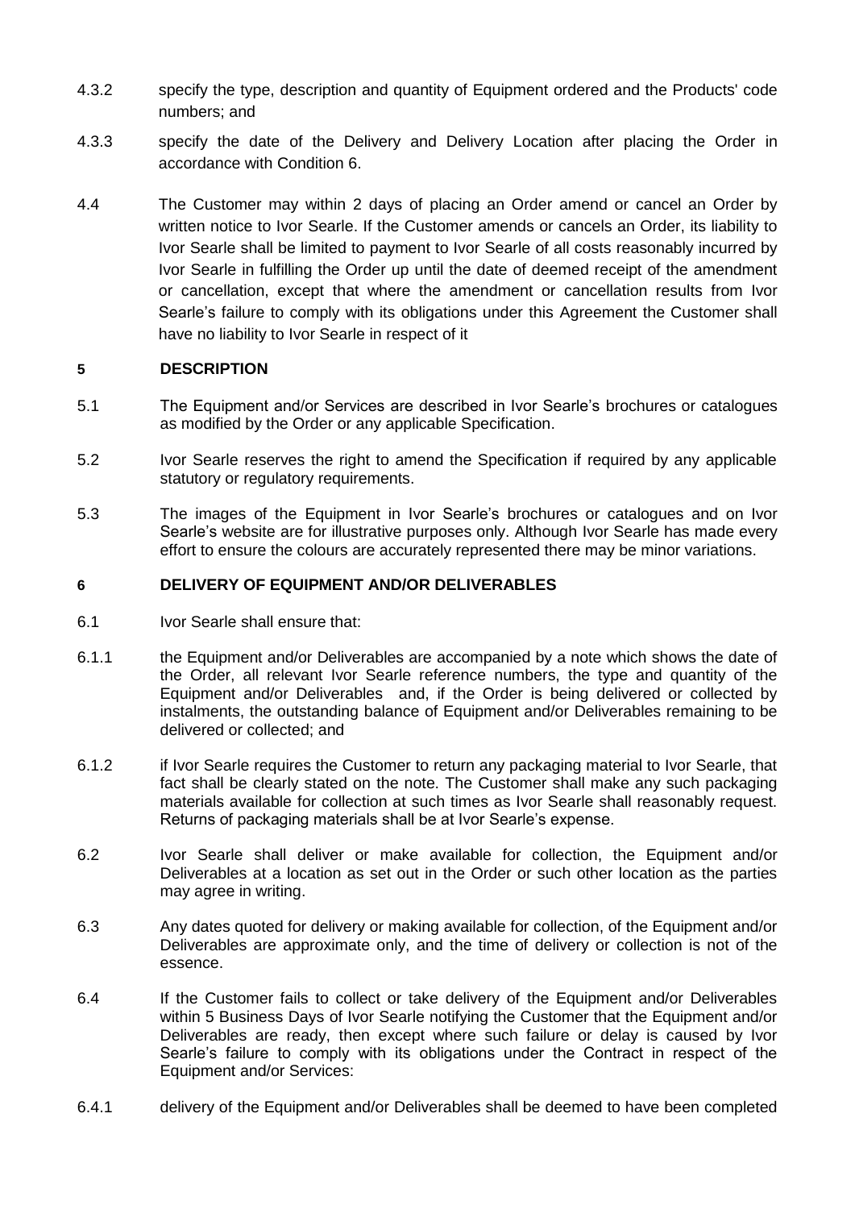4.3.2 specify the type, description and quantity of Equipment ordered and the Products' code numbers; and

4.3.3 specify the date of the Delivery and Delivery Location after placing the Order in accordance with Condition 6.

4.4 The Customer may within 2 days of placing an Order amend or cancel an Order by written notice to Ivor Searle. If the Customer amends or cancels an Order, its liability to Ivor Searle shall be limited to payment to Ivor Searle of all costs reasonably incurred by Ivor Searle in fulfilling the Order up until the date of deemed receipt of the amendment or cancellation, except that where the amendment or cancellation results from Ivor Searle's failure to comply with its obligations under this Agreement the Customer shall have no liability to Ivor Searle in respect of it

## 5 DESCRIPTION

5.1 The Equipment and/or Services are described in Ivor Searle's brochures or catalogues as modified by the Order or any applicable Specification.

5.2 Ivor Searle reserves the right to amend the Specification if required by any applicable statutory or regulatory requirements.

5.3 The images of the Equipment in Ivor Searle's brochures or catalogues and on Ivor Searle's website are for illustrative purposes only. Although Ivor Searle has made every effort to ensure the colours are accurately represented there may be minor variations.

## 6 DELIVERY OF EQUIPMENT AND/OR DELIVERABLES

6.1 Ivor Searle shall ensure that:

6.1.1 the Equipment and/or Deliverables are accompanied by a note which shows the date of the Order, all relevant Ivor Searle reference numbers, the type and quantity of the Equipment and/or Deliverables and, if the Order is being delivered or collected by instalments, the outstanding balance of Equipment and/or Deliverables remaining to be delivered or collected; and

6.1.2 if Ivor Searle requires the Customer to return any packaging material to Ivor Searle, that fact shall be clearly stated on the note. The Customer shall make any such packaging materials available for collection at such times as Ivor Searle shall reasonably request. Returns of packaging materials shall be at Ivor Searle's expense.

6.2 Ivor Searle shall deliver or make available for collection, the Equipment and/or Deliverables at a location as set out in the Order or such other location as the parties may agree in writing.

6.3 Any dates quoted for delivery or making available for collection, of the Equipment and/or Deliverables are approximate only, and the time of delivery or collection is not of the essence.

6.4 If the Customer fails to collect or take delivery of the Equipment and/or Deliverables within 5 Business Days of Ivor Searle notifying the Customer that the Equipment and/or Deliverables are ready, then except where such failure or delay is caused by Ivor Searle's failure to comply with its obligations under the Contract in respect of the Equipment and/or Services:

6.4.1 delivery of the Equipment and/or Deliverables shall be deemed to have been completed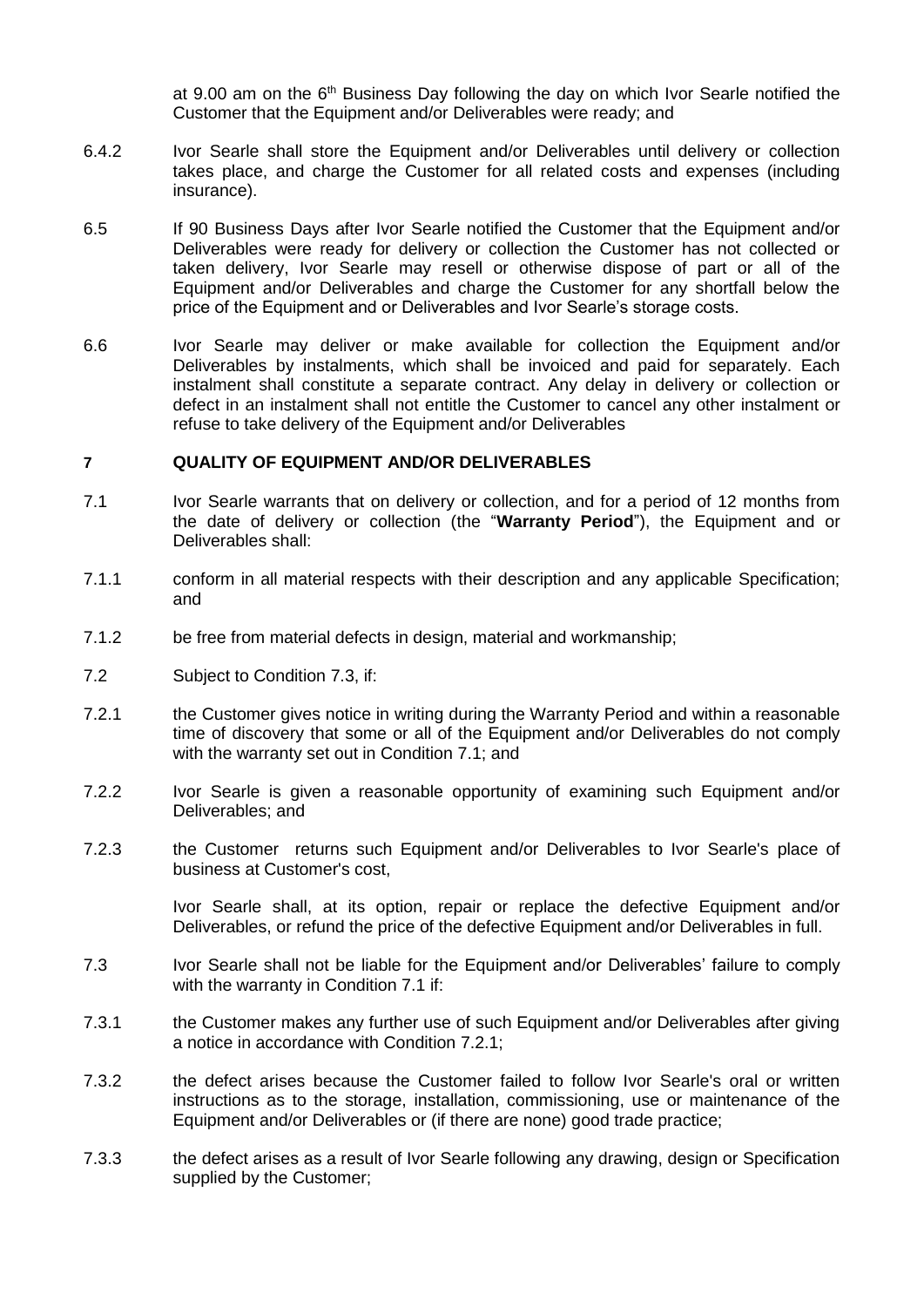at 9.00 am on the 6th Business Day following the day on which Ivor Searle notified the Customer that the Equipment and/or Deliverables were ready; and

6.4.2 Ivor Searle shall store the Equipment and/or Deliverables until delivery or collection takes place, and charge the Customer for all related costs and expenses (including insurance).

6.5 If 90 Business Days after Ivor Searle notified the Customer that the Equipment and/or Deliverables were ready for delivery or collection the Customer has not collected or taken delivery, Ivor Searle may resell or otherwise dispose of part or all of the Equipment and/or Deliverables and charge the Customer for any shortfall below the price of the Equipment and or Deliverables and Ivor Searle's storage costs.

6.6 Ivor Searle may deliver or make available for collection the Equipment and/or Deliverables by instalments, which shall be invoiced and paid for separately. Each instalment shall constitute a separate contract. Any delay in delivery or collection or defect in an instalment shall not entitle the Customer to cancel any other instalment or refuse to take delivery of the Equipment and/or Deliverables

## 7 QUALITY OF EQUIPMENT AND/OR DELIVERABLES

7.1 Ivor Searle warrants that on delivery or collection, and for a period of 12 months from the date of delivery or collection (the "**Warranty Period**"), the Equipment and or Deliverables shall:

7.1.1 conform in all material respects with their description and any applicable Specification; and

7.1.2 be free from material defects in design, material and workmanship;

7.2 Subject to Condition 7.3, if:

7.2.1 the Customer gives notice in writing during the Warranty Period and within a reasonable time of discovery that some or all of the Equipment and/or Deliverables do not comply with the warranty set out in Condition 7.1; and

7.2.2 Ivor Searle is given a reasonable opportunity of examining such Equipment and/or Deliverables; and

7.2.3 the Customer returns such Equipment and/or Deliverables to Ivor Searle's place of business at Customer's cost,

Ivor Searle shall, at its option, repair or replace the defective Equipment and/or Deliverables, or refund the price of the defective Equipment and/or Deliverables in full.

7.3 Ivor Searle shall not be liable for the Equipment and/or Deliverables' failure to comply with the warranty in Condition 7.1 if:

7.3.1 the Customer makes any further use of such Equipment and/or Deliverables after giving a notice in accordance with Condition 7.2.1;

7.3.2 the defect arises because the Customer failed to follow Ivor Searle's oral or written instructions as to the storage, installation, commissioning, use or maintenance of the Equipment and/or Deliverables or (if there are none) good trade practice;

7.3.3 the defect arises as a result of Ivor Searle following any drawing, design or Specification supplied by the Customer;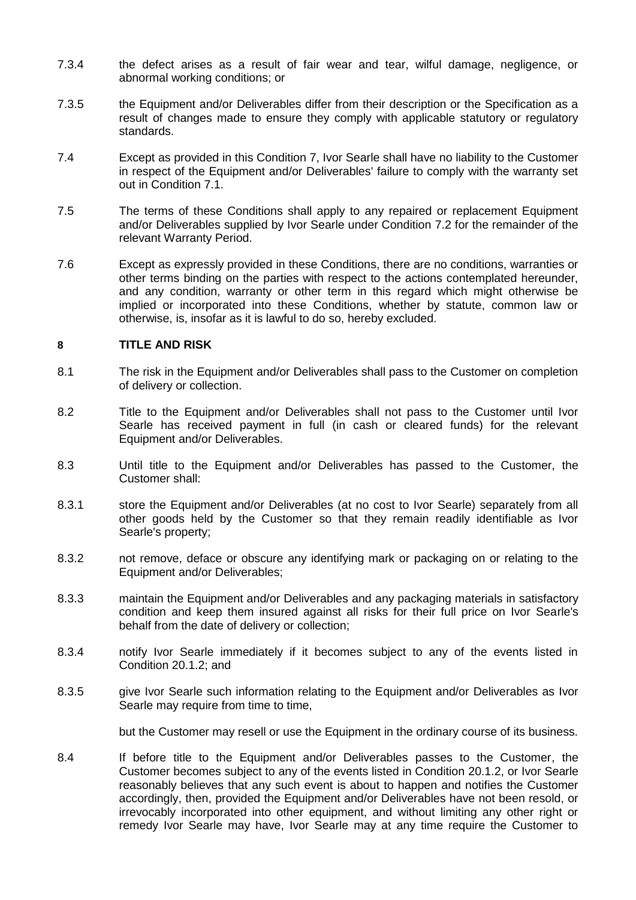7.3.4 the defect arises as a result of fair wear and tear, wilful damage, negligence, or abnormal working conditions; or

7.3.5 the Equipment and/or Deliverables differ from their description or the Specification as a result of changes made to ensure they comply with applicable statutory or regulatory standards.

7.4 Except as provided in this Condition 7, Ivor Searle shall have no liability to the Customer in respect of the Equipment and/or Deliverables' failure to comply with the warranty set out in Condition 7.1.

7.5 The terms of these Conditions shall apply to any repaired or replacement Equipment and/or Deliverables supplied by Ivor Searle under Condition 7.2 for the remainder of the relevant Warranty Period.

7.6 Except as expressly provided in these Conditions, there are no conditions, warranties or other terms binding on the parties with respect to the actions contemplated hereunder, and any condition, warranty or other term in this regard which might otherwise be implied or incorporated into these Conditions, whether by statute, common law or otherwise, is, insofar as it is lawful to do so, hereby excluded.

## 8 TITLE AND RISK

8.1 The risk in the Equipment and/or Deliverables shall pass to the Customer on completion of delivery or collection.

8.2 Title to the Equipment and/or Deliverables shall not pass to the Customer until Ivor Searle has received payment in full (in cash or cleared funds) for the relevant Equipment and/or Deliverables.

8.3 Until title to the Equipment and/or Deliverables has passed to the Customer, the Customer shall:

8.3.1 store the Equipment and/or Deliverables (at no cost to Ivor Searle) separately from all other goods held by the Customer so that they remain readily identifiable as Ivor Searle's property;

8.3.2 not remove, deface or obscure any identifying mark or packaging on or relating to the Equipment and/or Deliverables;

8.3.3 maintain the Equipment and/or Deliverables and any packaging materials in satisfactory condition and keep them insured against all risks for their full price on Ivor Searle's behalf from the date of delivery or collection;

8.3.4 notify Ivor Searle immediately if it becomes subject to any of the events listed in Condition 20.1.2; and

8.3.5 give Ivor Searle such information relating to the Equipment and/or Deliverables as Ivor Searle may require from time to time,

but the Customer may resell or use the Equipment in the ordinary course of its business.

8.4 If before title to the Equipment and/or Deliverables passes to the Customer, the Customer becomes subject to any of the events listed in Condition 20.1.2, or Ivor Searle reasonably believes that any such event is about to happen and notifies the Customer accordingly, then, provided the Equipment and/or Deliverables have not been resold, or irrevocably incorporated into other equipment, and without limiting any other right or remedy Ivor Searle may have, Ivor Searle may at any time require the Customer to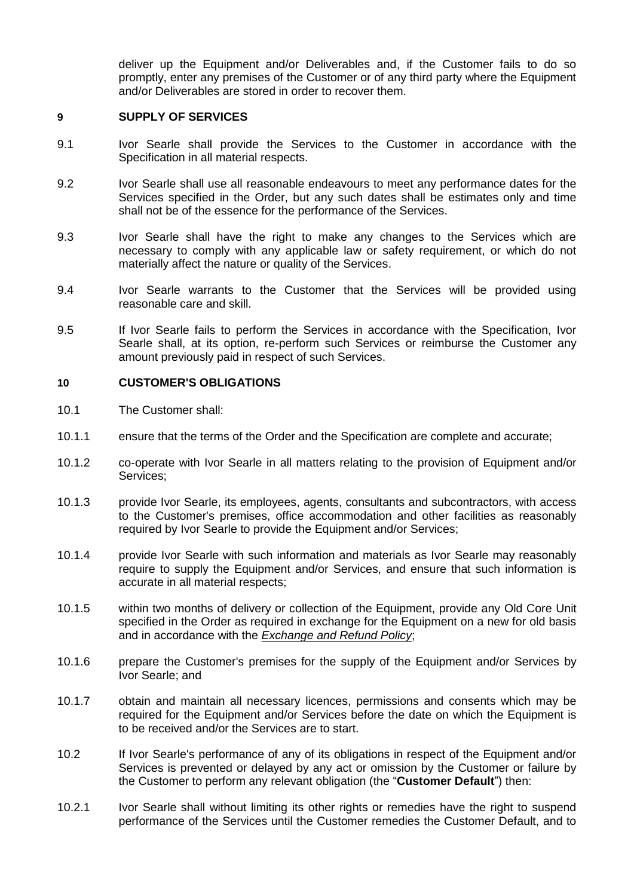deliver up the Equipment and/or Deliverables and, if the Customer fails to do so promptly, enter any premises of the Customer or of any third party where the Equipment and/or Deliverables are stored in order to recover them.

## 9 SUPPLY OF SERVICES

9.1 Ivor Searle shall provide the Services to the Customer in accordance with the Specification in all material respects.

9.2 Ivor Searle shall use all reasonable endeavours to meet any performance dates for the Services specified in the Order, but any such dates shall be estimates only and time shall not be of the essence for the performance of the Services.

9.3 Ivor Searle shall have the right to make any changes to the Services which are necessary to comply with any applicable law or safety requirement, or which do not materially affect the nature or quality of the Services.

9.4 Ivor Searle warrants to the Customer that the Services will be provided using reasonable care and skill.

9.5 If Ivor Searle fails to perform the Services in accordance with the Specification, Ivor Searle shall, at its option, re-perform such Services or reimburse the Customer any amount previously paid in respect of such Services.

## 10 CUSTOMER'S OBLIGATIONS

10.1 The Customer shall:

10.1.1 ensure that the terms of the Order and the Specification are complete and accurate;

10.1.2 co-operate with Ivor Searle in all matters relating to the provision of Equipment and/or Services;

10.1.3 provide Ivor Searle, its employees, agents, consultants and subcontractors, with access to the Customer's premises, office accommodation and other facilities as reasonably required by Ivor Searle to provide the Equipment and/or Services;

10.1.4 provide Ivor Searle with such information and materials as Ivor Searle may reasonably require to supply the Equipment and/or Services, and ensure that such information is accurate in all material respects;

10.1.5 within two months of delivery or collection of the Equipment, provide any Old Core Unit specified in the Order as required in exchange for the Equipment on a new for old basis and in accordance with the *Exchange and Refund Policy*;

10.1.6 prepare the Customer's premises for the supply of the Equipment and/or Services by Ivor Searle; and

10.1.7 obtain and maintain all necessary licences, permissions and consents which may be required for the Equipment and/or Services before the date on which the Equipment is to be received and/or the Services are to start.

10.2 If Ivor Searle's performance of any of its obligations in respect of the Equipment and/or Services is prevented or delayed by any act or omission by the Customer or failure by the Customer to perform any relevant obligation (the "**Customer Default**") then:

10.2.1 Ivor Searle shall without limiting its other rights or remedies have the right to suspend performance of the Services until the Customer remedies the Customer Default, and to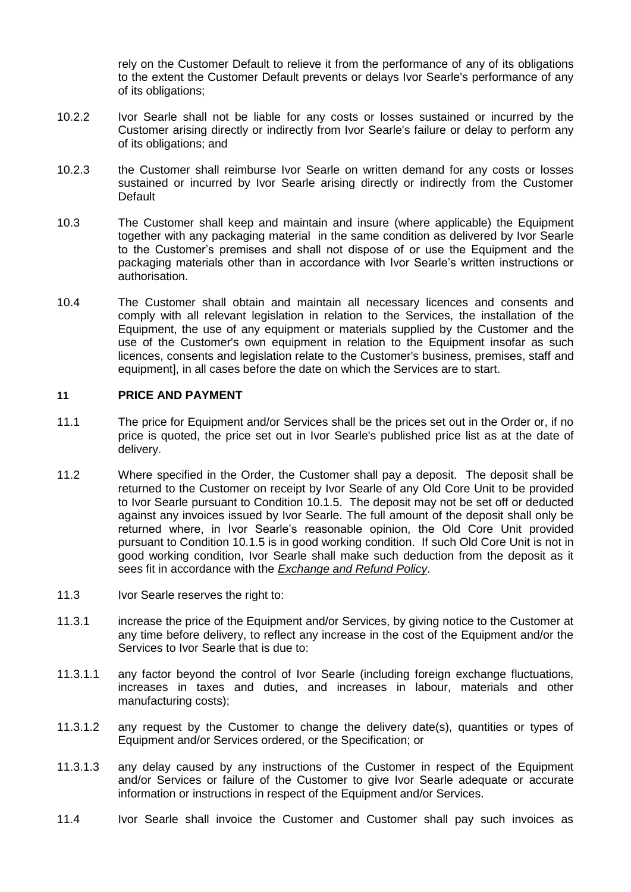rely on the Customer Default to relieve it from the performance of any of its obligations to the extent the Customer Default prevents or delays Ivor Searle's performance of any of its obligations;

10.2.2 Ivor Searle shall not be liable for any costs or losses sustained or incurred by the Customer arising directly or indirectly from Ivor Searle's failure or delay to perform any of its obligations; and

10.2.3 the Customer shall reimburse Ivor Searle on written demand for any costs or losses sustained or incurred by Ivor Searle arising directly or indirectly from the Customer Default

10.3 The Customer shall keep and maintain and insure (where applicable) the Equipment together with any packaging material in the same condition as delivered by Ivor Searle to the Customer's premises and shall not dispose of or use the Equipment and the packaging materials other than in accordance with Ivor Searle's written instructions or authorisation.

10.4 The Customer shall obtain and maintain all necessary licences and consents and comply with all relevant legislation in relation to the Services, the installation of the Equipment, the use of any equipment or materials supplied by the Customer and the use of the Customer's own equipment in relation to the Equipment insofar as such licences, consents and legislation relate to the Customer's business, premises, staff and equipment], in all cases before the date on which the Services are to start.

## 11 PRICE AND PAYMENT

11.1 The price for Equipment and/or Services shall be the prices set out in the Order or, if no price is quoted, the price set out in Ivor Searle's published price list as at the date of delivery.

11.2 Where specified in the Order, the Customer shall pay a deposit. The deposit shall be returned to the Customer on receipt by Ivor Searle of any Old Core Unit to be provided to Ivor Searle pursuant to Condition 10.1.5. The deposit may not be set off or deducted against any invoices issued by Ivor Searle. The full amount of the deposit shall only be returned where, in Ivor Searle's reasonable opinion, the Old Core Unit provided pursuant to Condition 10.1.5 is in good working condition. If such Old Core Unit is not in good working condition, Ivor Searle shall make such deduction from the deposit as it sees fit in accordance with the *Exchange and Refund Policy*.

11.3 Ivor Searle reserves the right to:

11.3.1 increase the price of the Equipment and/or Services, by giving notice to the Customer at any time before delivery, to reflect any increase in the cost of the Equipment and/or the Services to Ivor Searle that is due to:

11.3.1.1 any factor beyond the control of Ivor Searle (including foreign exchange fluctuations, increases in taxes and duties, and increases in labour, materials and other manufacturing costs);

11.3.1.2 any request by the Customer to change the delivery date(s), quantities or types of Equipment and/or Services ordered, or the Specification; or

11.3.1.3 any delay caused by any instructions of the Customer in respect of the Equipment and/or Services or failure of the Customer to give Ivor Searle adequate or accurate information or instructions in respect of the Equipment and/or Services.

11.4 Ivor Searle shall invoice the Customer and Customer shall pay such invoices as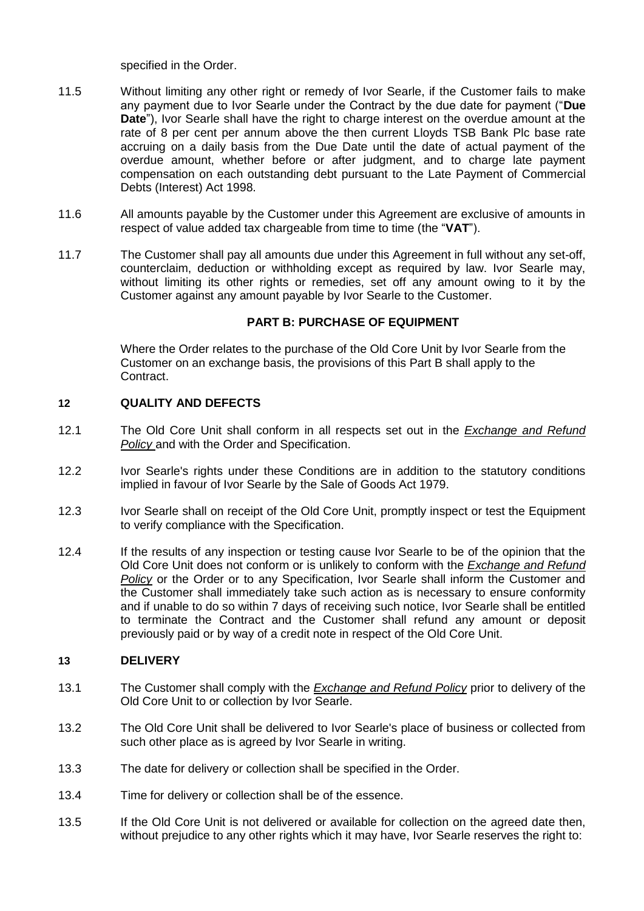specified in the Order.

11.5 Without limiting any other right or remedy of Ivor Searle, if the Customer fails to make any payment due to Ivor Searle under the Contract by the due date for payment ("**Due Date**"), Ivor Searle shall have the right to charge interest on the overdue amount at the rate of 8 per cent per annum above the then current Lloyds TSB Bank Plc base rate accruing on a daily basis from the Due Date until the date of actual payment of the overdue amount, whether before or after judgment, and to charge late payment compensation on each outstanding debt pursuant to the Late Payment of Commercial Debts (Interest) Act 1998.

11.6 All amounts payable by the Customer under this Agreement are exclusive of amounts in respect of value added tax chargeable from time to time (the "**VAT**").

11.7 The Customer shall pay all amounts due under this Agreement in full without any set-off, counterclaim, deduction or withholding except as required by law. Ivor Searle may, without limiting its other rights or remedies, set off any amount owing to it by the Customer against any amount payable by Ivor Searle to the Customer.

## PART B: PURCHASE OF EQUIPMENT

Where the Order relates to the purchase of the Old Core Unit by Ivor Searle from the Customer on an exchange basis, the provisions of this Part B shall apply to the Contract.

### 12 QUALITY AND DEFECTS

12.1 The Old Core Unit shall conform in all respects set out in the *Exchange and Refund Policy* and with the Order and Specification.

12.2 Ivor Searle's rights under these Conditions are in addition to the statutory conditions implied in favour of Ivor Searle by the Sale of Goods Act 1979.

12.3 Ivor Searle shall on receipt of the Old Core Unit, promptly inspect or test the Equipment to verify compliance with the Specification.

12.4 If the results of any inspection or testing cause Ivor Searle to be of the opinion that the Old Core Unit does not conform or is unlikely to conform with the *Exchange and Refund Policy* or the Order or to any Specification, Ivor Searle shall inform the Customer and the Customer shall immediately take such action as is necessary to ensure conformity and if unable to do so within 7 days of receiving such notice, Ivor Searle shall be entitled to terminate the Contract and the Customer shall refund any amount or deposit previously paid or by way of a credit note in respect of the Old Core Unit.

### 13 DELIVERY

13.1 The Customer shall comply with the *Exchange and Refund Policy* prior to delivery of the Old Core Unit to or collection by Ivor Searle.

13.2 The Old Core Unit shall be delivered to Ivor Searle's place of business or collected from such other place as is agreed by Ivor Searle in writing.

13.3 The date for delivery or collection shall be specified in the Order.

13.4 Time for delivery or collection shall be of the essence.

13.5 If the Old Core Unit is not delivered or available for collection on the agreed date then, without prejudice to any other rights which it may have, Ivor Searle reserves the right to: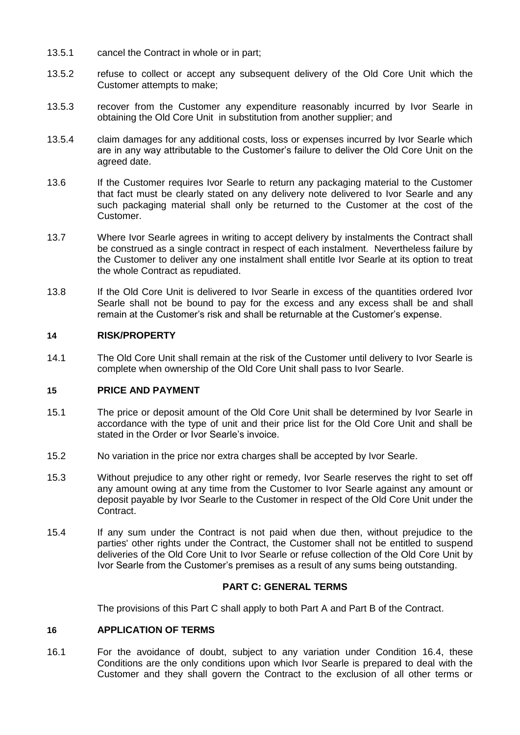13.5.1 cancel the Contract in whole or in part;

13.5.2 refuse to collect or accept any subsequent delivery of the Old Core Unit which the Customer attempts to make;

13.5.3 recover from the Customer any expenditure reasonably incurred by Ivor Searle in obtaining the Old Core Unit in substitution from another supplier; and

13.5.4 claim damages for any additional costs, loss or expenses incurred by Ivor Searle which are in any way attributable to the Customer's failure to deliver the Old Core Unit on the agreed date.

13.6 If the Customer requires Ivor Searle to return any packaging material to the Customer that fact must be clearly stated on any delivery note delivered to Ivor Searle and any such packaging material shall only be returned to the Customer at the cost of the Customer.

13.7 Where Ivor Searle agrees in writing to accept delivery by instalments the Contract shall be construed as a single contract in respect of each instalment. Nevertheless failure by the Customer to deliver any one instalment shall entitle Ivor Searle at its option to treat the whole Contract as repudiated.

13.8 If the Old Core Unit is delivered to Ivor Searle in excess of the quantities ordered Ivor Searle shall not be bound to pay for the excess and any excess shall be and shall remain at the Customer's risk and shall be returnable at the Customer's expense.

## 14 RISK/PROPERTY

14.1 The Old Core Unit shall remain at the risk of the Customer until delivery to Ivor Searle is complete when ownership of the Old Core Unit shall pass to Ivor Searle.

## 15 PRICE AND PAYMENT

15.1 The price or deposit amount of the Old Core Unit shall be determined by Ivor Searle in accordance with the type of unit and their price list for the Old Core Unit and shall be stated in the Order or Ivor Searle's invoice.

15.2 No variation in the price nor extra charges shall be accepted by Ivor Searle.

15.3 Without prejudice to any other right or remedy, Ivor Searle reserves the right to set off any amount owing at any time from the Customer to Ivor Searle against any amount or deposit payable by Ivor Searle to the Customer in respect of the Old Core Unit under the Contract.

15.4 If any sum under the Contract is not paid when due then, without prejudice to the parties' other rights under the Contract, the Customer shall not be entitled to suspend deliveries of the Old Core Unit to Ivor Searle or refuse collection of the Old Core Unit by Ivor Searle from the Customer's premises as a result of any sums being outstanding.

## PART C: GENERAL TERMS

The provisions of this Part C shall apply to both Part A and Part B of the Contract.

## 16 APPLICATION OF TERMS

16.1 For the avoidance of doubt, subject to any variation under Condition 16.4, these Conditions are the only conditions upon which Ivor Searle is prepared to deal with the Customer and they shall govern the Contract to the exclusion of all other terms or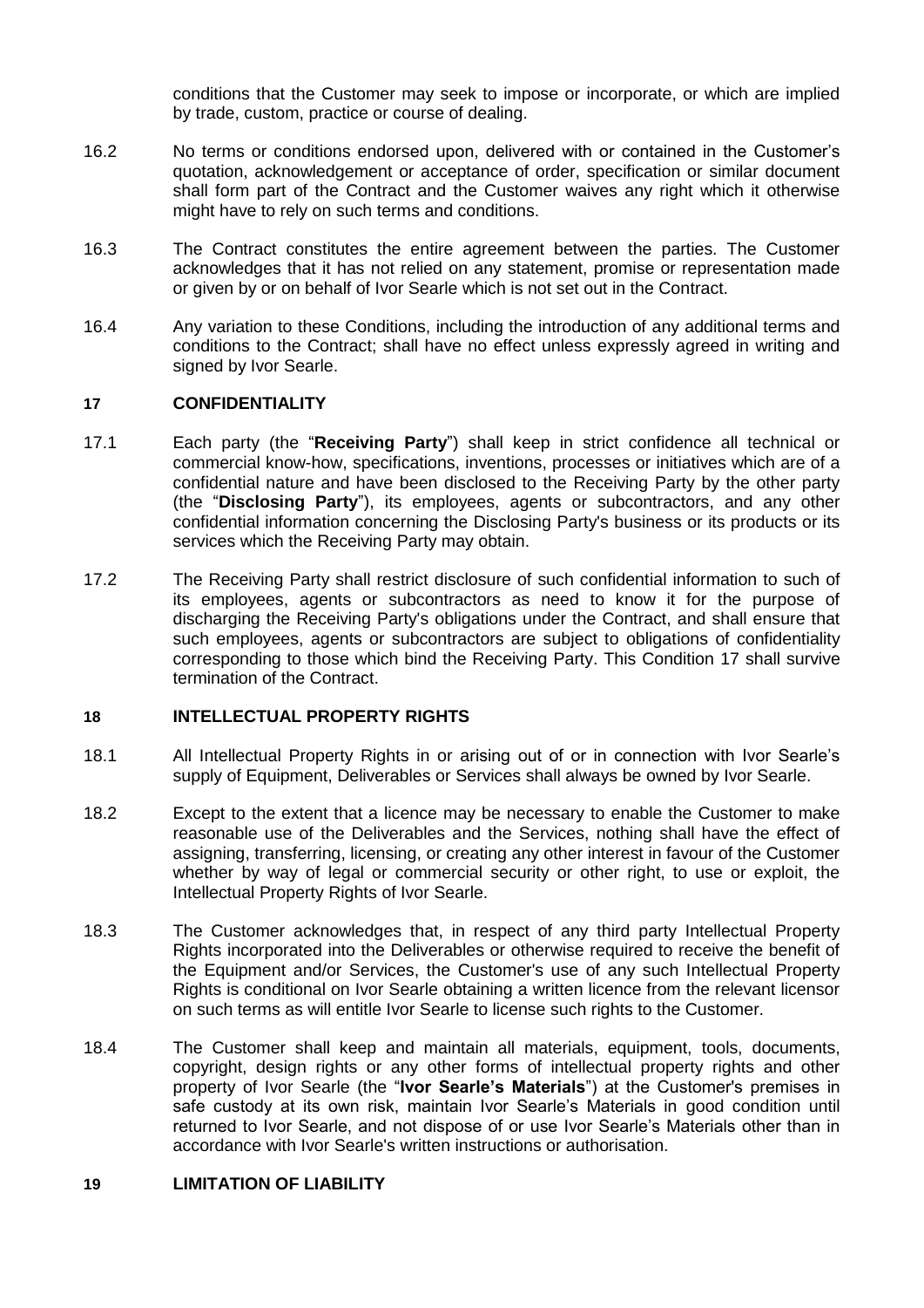conditions that the Customer may seek to impose or incorporate, or which are implied by trade, custom, practice or course of dealing.

16.2 No terms or conditions endorsed upon, delivered with or contained in the Customer's quotation, acknowledgement or acceptance of order, specification or similar document shall form part of the Contract and the Customer waives any right which it otherwise might have to rely on such terms and conditions.

16.3 The Contract constitutes the entire agreement between the parties. The Customer acknowledges that it has not relied on any statement, promise or representation made or given by or on behalf of Ivor Searle which is not set out in the Contract.

16.4 Any variation to these Conditions, including the introduction of any additional terms and conditions to the Contract; shall have no effect unless expressly agreed in writing and signed by Ivor Searle.

## 17 CONFIDENTIALITY

17.1 Each party (the "**Receiving Party**") shall keep in strict confidence all technical or commercial know-how, specifications, inventions, processes or initiatives which are of a confidential nature and have been disclosed to the Receiving Party by the other party (the "**Disclosing Party**"), its employees, agents or subcontractors, and any other confidential information concerning the Disclosing Party's business or its products or its services which the Receiving Party may obtain.

17.2 The Receiving Party shall restrict disclosure of such confidential information to such of its employees, agents or subcontractors as need to know it for the purpose of discharging the Receiving Party's obligations under the Contract, and shall ensure that such employees, agents or subcontractors are subject to obligations of confidentiality corresponding to those which bind the Receiving Party. This Condition 17 shall survive termination of the Contract.

## 18 INTELLECTUAL PROPERTY RIGHTS

18.1 All Intellectual Property Rights in or arising out of or in connection with Ivor Searle's supply of Equipment, Deliverables or Services shall always be owned by Ivor Searle.

18.2 Except to the extent that a licence may be necessary to enable the Customer to make reasonable use of the Deliverables and the Services, nothing shall have the effect of assigning, transferring, licensing, or creating any other interest in favour of the Customer whether by way of legal or commercial security or other right, to use or exploit, the Intellectual Property Rights of Ivor Searle.

18.3 The Customer acknowledges that, in respect of any third party Intellectual Property Rights incorporated into the Deliverables or otherwise required to receive the benefit of the Equipment and/or Services, the Customer's use of any such Intellectual Property Rights is conditional on Ivor Searle obtaining a written licence from the relevant licensor on such terms as will entitle Ivor Searle to license such rights to the Customer.

18.4 The Customer shall keep and maintain all materials, equipment, tools, documents, copyright, design rights or any other forms of intellectual property rights and other property of Ivor Searle (the "**Ivor Searle's Materials**") at the Customer's premises in safe custody at its own risk, maintain Ivor Searle's Materials in good condition until returned to Ivor Searle, and not dispose of or use Ivor Searle's Materials other than in accordance with Ivor Searle's written instructions or authorisation.

## 19 LIMITATION OF LIABILITY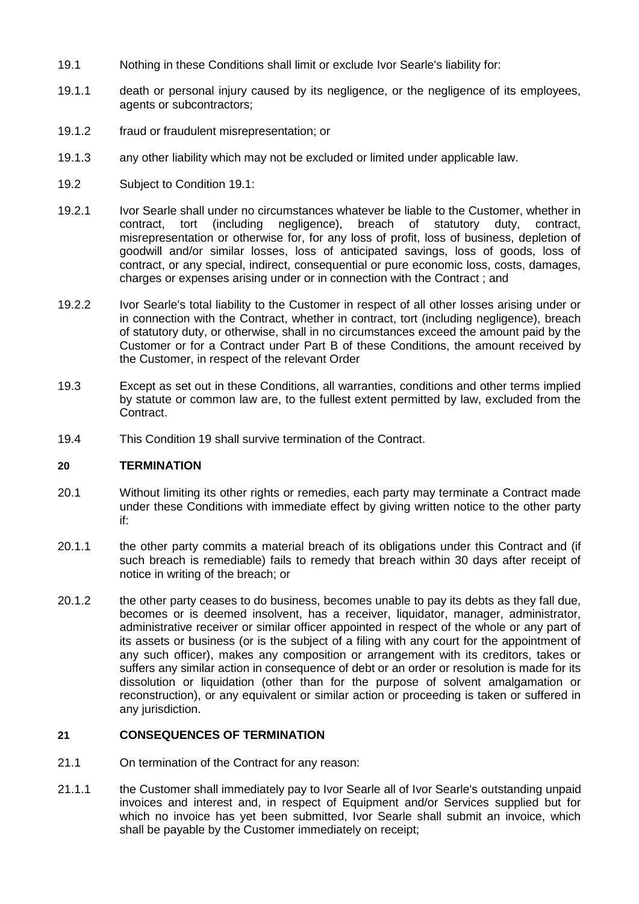19.1 Nothing in these Conditions shall limit or exclude Ivor Searle's liability for:

19.1.1 death or personal injury caused by its negligence, or the negligence of its employees, agents or subcontractors;

19.1.2 fraud or fraudulent misrepresentation; or

19.1.3 any other liability which may not be excluded or limited under applicable law.

19.2 Subject to Condition 19.1:

19.2.1 Ivor Searle shall under no circumstances whatever be liable to the Customer, whether in contract, tort (including negligence), breach of statutory duty, contract, misrepresentation or otherwise for, for any loss of profit, loss of business, depletion of goodwill and/or similar losses, loss of anticipated savings, loss of goods, loss of contract, or any special, indirect, consequential or pure economic loss, costs, damages, charges or expenses arising under or in connection with the Contract ; and

19.2.2 Ivor Searle's total liability to the Customer in respect of all other losses arising under or in connection with the Contract, whether in contract, tort (including negligence), breach of statutory duty, or otherwise, shall in no circumstances exceed the amount paid by the Customer or for a Contract under Part B of these Conditions, the amount received by the Customer, in respect of the relevant Order

19.3 Except as set out in these Conditions, all warranties, conditions and other terms implied by statute or common law are, to the fullest extent permitted by law, excluded from the Contract.

19.4 This Condition 19 shall survive termination of the Contract.

## 20 TERMINATION

20.1 Without limiting its other rights or remedies, each party may terminate a Contract made under these Conditions with immediate effect by giving written notice to the other party if:

20.1.1 the other party commits a material breach of its obligations under this Contract and (if such breach is remediable) fails to remedy that breach within 30 days after receipt of notice in writing of the breach; or

20.1.2 the other party ceases to do business, becomes unable to pay its debts as they fall due, becomes or is deemed insolvent, has a receiver, liquidator, manager, administrator, administrative receiver or similar officer appointed in respect of the whole or any part of its assets or business (or is the subject of a filing with any court for the appointment of any such officer), makes any composition or arrangement with its creditors, takes or suffers any similar action in consequence of debt or an order or resolution is made for its dissolution or liquidation (other than for the purpose of solvent amalgamation or reconstruction), or any equivalent or similar action or proceeding is taken or suffered in any jurisdiction.

## 21 CONSEQUENCES OF TERMINATION

21.1 On termination of the Contract for any reason:

21.1.1 the Customer shall immediately pay to Ivor Searle all of Ivor Searle's outstanding unpaid invoices and interest and, in respect of Equipment and/or Services supplied but for which no invoice has yet been submitted, Ivor Searle shall submit an invoice, which shall be payable by the Customer immediately on receipt;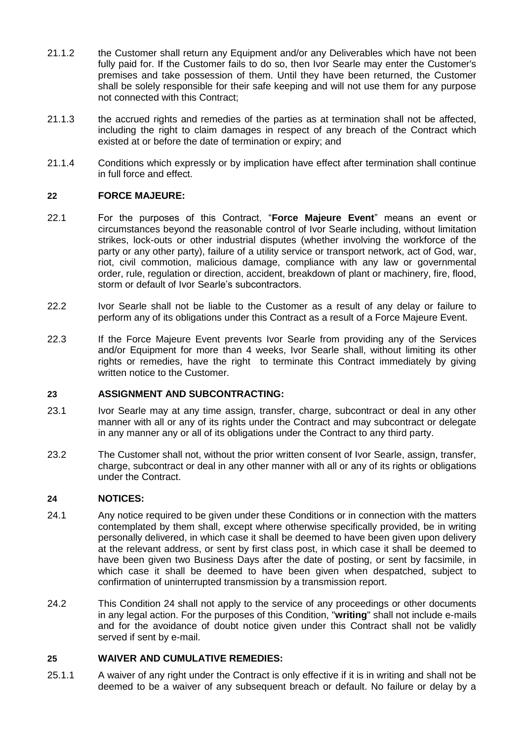21.1.2 the Customer shall return any Equipment and/or any Deliverables which have not been fully paid for. If the Customer fails to do so, then Ivor Searle may enter the Customer's premises and take possession of them. Until they have been returned, the Customer shall be solely responsible for their safe keeping and will not use them for any purpose not connected with this Contract;

21.1.3 the accrued rights and remedies of the parties as at termination shall not be affected, including the right to claim damages in respect of any breach of the Contract which existed at or before the date of termination or expiry; and

21.1.4 Conditions which expressly or by implication have effect after termination shall continue in full force and effect.

## 22 FORCE MAJEURE:

22.1 For the purposes of this Contract, "**Force Majeure Event**" means an event or circumstances beyond the reasonable control of Ivor Searle including, without limitation strikes, lock-outs or other industrial disputes (whether involving the workforce of the party or any other party), failure of a utility service or transport network, act of God, war, riot, civil commotion, malicious damage, compliance with any law or governmental order, rule, regulation or direction, accident, breakdown of plant or machinery, fire, flood, storm or default of Ivor Searle's subcontractors.

22.2 Ivor Searle shall not be liable to the Customer as a result of any delay or failure to perform any of its obligations under this Contract as a result of a Force Majeure Event.

22.3 If the Force Majeure Event prevents Ivor Searle from providing any of the Services and/or Equipment for more than 4 weeks, Ivor Searle shall, without limiting its other rights or remedies, have the right to terminate this Contract immediately by giving written notice to the Customer.

## 23 ASSIGNMENT AND SUBCONTRACTING:

23.1 Ivor Searle may at any time assign, transfer, charge, subcontract or deal in any other manner with all or any of its rights under the Contract and may subcontract or delegate in any manner any or all of its obligations under the Contract to any third party.

23.2 The Customer shall not, without the prior written consent of Ivor Searle, assign, transfer, charge, subcontract or deal in any other manner with all or any of its rights or obligations under the Contract.

## 24 NOTICES:

24.1 Any notice required to be given under these Conditions or in connection with the matters contemplated by them shall, except where otherwise specifically provided, be in writing personally delivered, in which case it shall be deemed to have been given upon delivery at the relevant address, or sent by first class post, in which case it shall be deemed to have been given two Business Days after the date of posting, or sent by facsimile, in which case it shall be deemed to have been given when despatched, subject to confirmation of uninterrupted transmission by a transmission report.

24.2 This Condition 24 shall not apply to the service of any proceedings or other documents in any legal action. For the purposes of this Condition, "**writing**" shall not include e-mails and for the avoidance of doubt notice given under this Contract shall not be validly served if sent by e-mail.

## 25 WAIVER AND CUMULATIVE REMEDIES:

25.1.1 A waiver of any right under the Contract is only effective if it is in writing and shall not be deemed to be a waiver of any subsequent breach or default. No failure or delay by a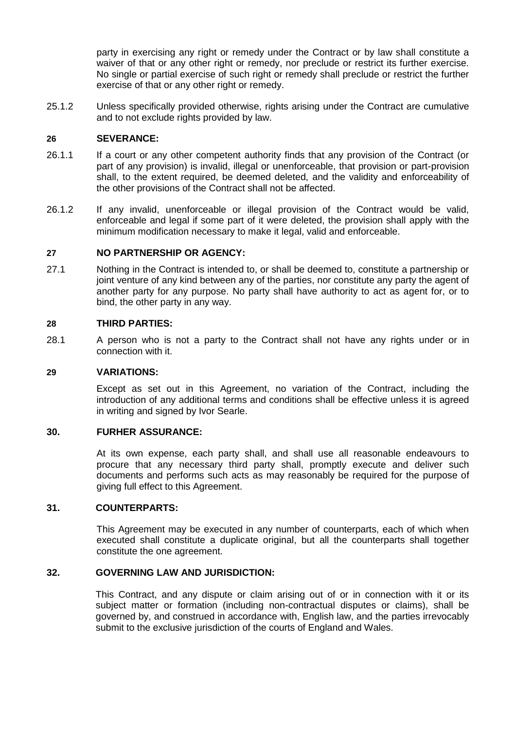party in exercising any right or remedy under the Contract or by law shall constitute a waiver of that or any other right or remedy, nor preclude or restrict its further exercise. No single or partial exercise of such right or remedy shall preclude or restrict the further exercise of that or any other right or remedy.

25.1.2 Unless specifically provided otherwise, rights arising under the Contract are cumulative and to not exclude rights provided by law.

**26 SEVERANCE:**

26.1.1 If a court or any other competent authority finds that any provision of the Contract (or part of any provision) is invalid, illegal or unenforceable, that provision or part-provision shall, to the extent required, be deemed deleted, and the validity and enforceability of the other provisions of the Contract shall not be affected.

26.1.2 If any invalid, unenforceable or illegal provision of the Contract would be valid, enforceable and legal if some part of it were deleted, the provision shall apply with the minimum modification necessary to make it legal, valid and enforceable.

**27 NO PARTNERSHIP OR AGENCY:**

27.1 Nothing in the Contract is intended to, or shall be deemed to, constitute a partnership or joint venture of any kind between any of the parties, nor constitute any party the agent of another party for any purpose. No party shall have authority to act as agent for, or to bind, the other party in any way.

**28 THIRD PARTIES:**

28.1 A person who is not a party to the Contract shall not have any rights under or in connection with it.

**29 VARIATIONS:**

Except as set out in this Agreement, no variation of the Contract, including the introduction of any additional terms and conditions shall be effective unless it is agreed in writing and signed by Ivor Searle.

**30. FURHER ASSURANCE:**

At its own expense, each party shall, and shall use all reasonable endeavours to procure that any necessary third party shall, promptly execute and deliver such documents and performs such acts as may reasonably be required for the purpose of giving full effect to this Agreement.

**31. COUNTERPARTS:**

This Agreement may be executed in any number of counterparts, each of which when executed shall constitute a duplicate original, but all the counterparts shall together constitute the one agreement.

**32. GOVERNING LAW AND JURISDICTION:**

This Contract, and any dispute or claim arising out of or in connection with it or its subject matter or formation (including non-contractual disputes or claims), shall be governed by, and construed in accordance with, English law, and the parties irrevocably submit to the exclusive jurisdiction of the courts of England and Wales.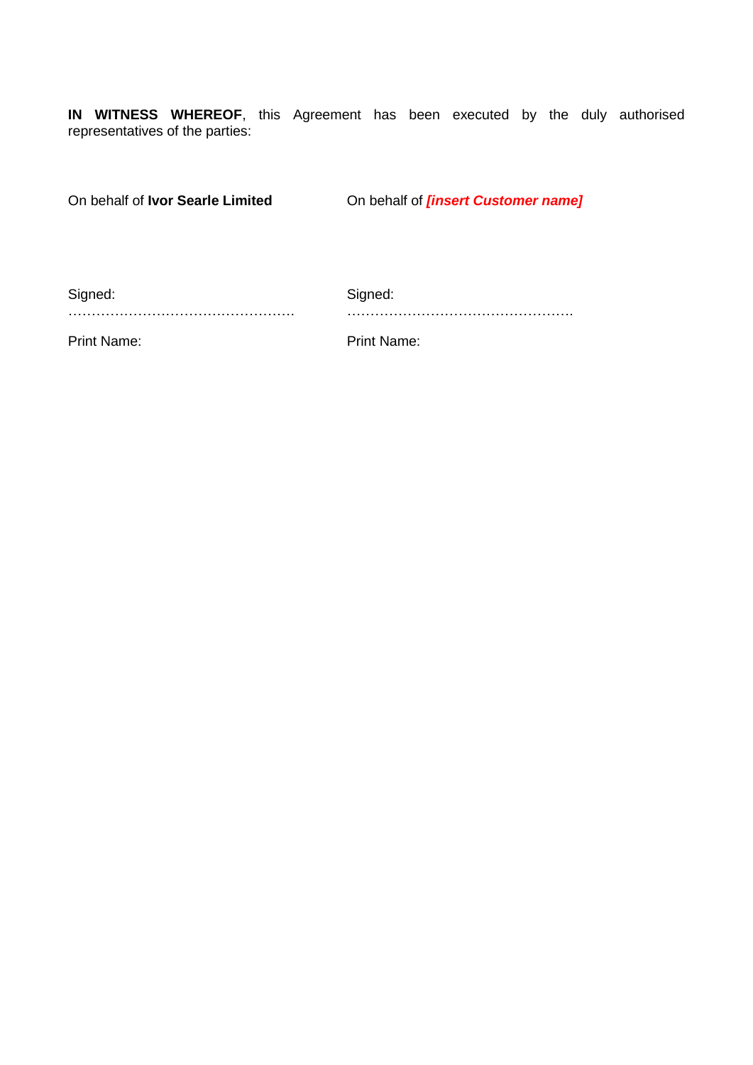**IN WITNESS WHEREOF**, this Agreement has been executed by the duly authorised representatives of the parties:

| | |
|---|---|
| On behalf of **Ivor Searle Limited** | On behalf of ***[insert Customer name]*** |
| Signed: …………………………………………. | Signed: …………………………………………. |
| Print Name: | Print Name: |